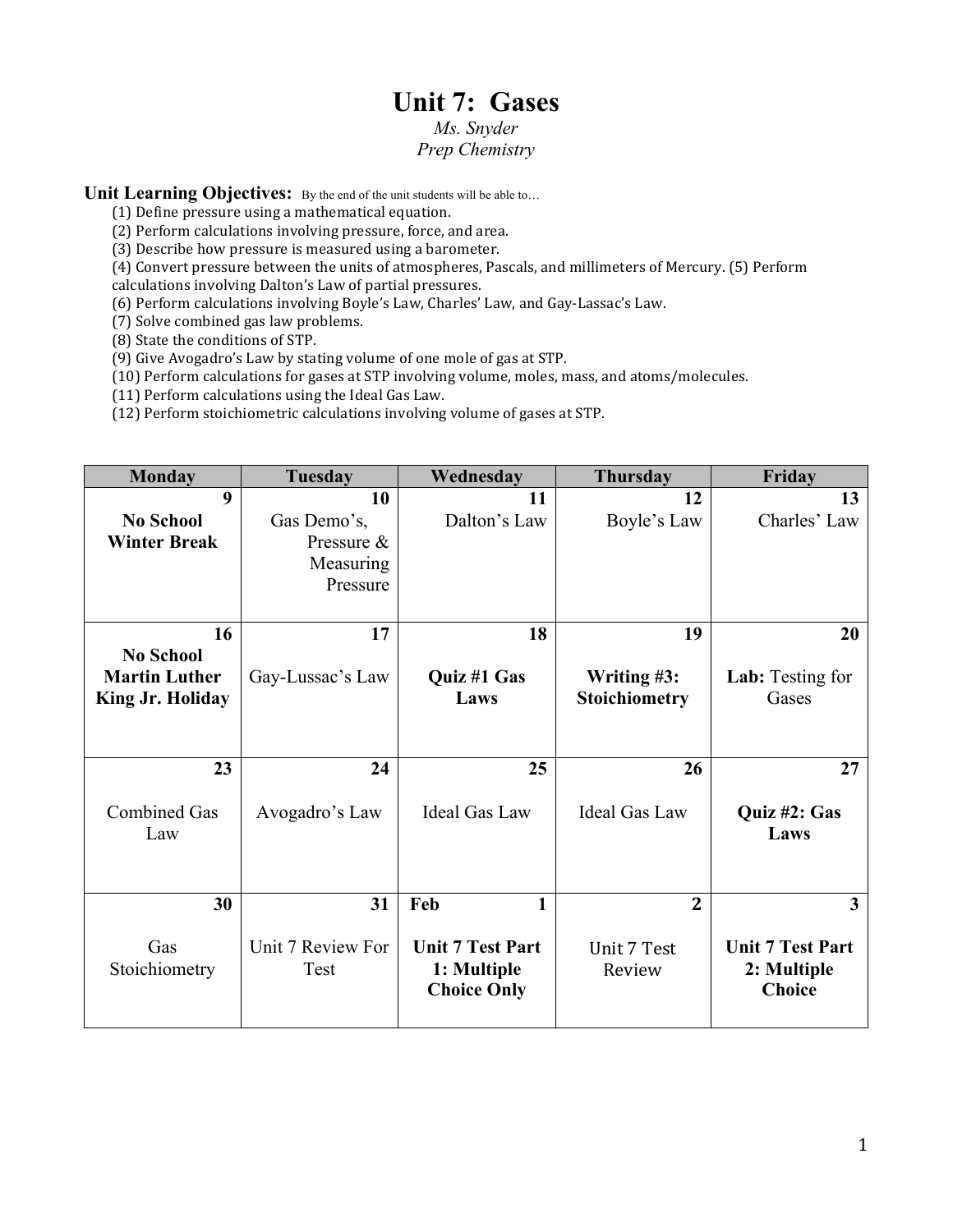# Unit 7: Gases

*Ms. Snyder*
*Prep Chemistry*

**Unit Learning Objectives:** By the end of the unit students will be able to…

(1) Define pressure using a mathematical equation.
(2) Perform calculations involving pressure, force, and area.
(3) Describe how pressure is measured using a barometer.
(4) Convert pressure between the units of atmospheres, Pascals, and millimeters of Mercury. (5) Perform calculations involving Dalton's Law of partial pressures.
(6) Perform calculations involving Boyle's Law, Charles' Law, and Gay-Lassac's Law.
(7) Solve combined gas law problems.
(8) State the conditions of STP.
(9) Give Avogadro's Law by stating volume of one mole of gas at STP.
(10) Perform calculations for gases at STP involving volume, moles, mass, and atoms/molecules.
(11) Perform calculations using the Ideal Gas Law.
(12) Perform stoichiometric calculations involving volume of gases at STP.

| Monday | Tuesday | Wednesday | Thursday | Friday |
|---|---|---|---|---|
| 9 **No School Winter Break** | 10 Gas Demo's, Pressure & Measuring Pressure | 11 Dalton's Law | 12 Boyle's Law | 13 Charles' Law |
| 16 **No School Martin Luther King Jr. Holiday** | 17 Gay-Lussac's Law | 18 **Quiz #1 Gas Laws** | 19 **Writing #3: Stoichiometry** | 20 **Lab:** Testing for Gases |
| 23 Combined Gas Law | 24 Avogadro's Law | 25 Ideal Gas Law | 26 Ideal Gas Law | 27 **Quiz #2: Gas Laws** |
| 30 Gas Stoichiometry | 31 Unit 7 Review For Test | Feb 1 **Unit 7 Test Part 1: Multiple Choice Only** | 2 Unit 7 Test Review | 3 **Unit 7 Test Part 2: Multiple Choice** |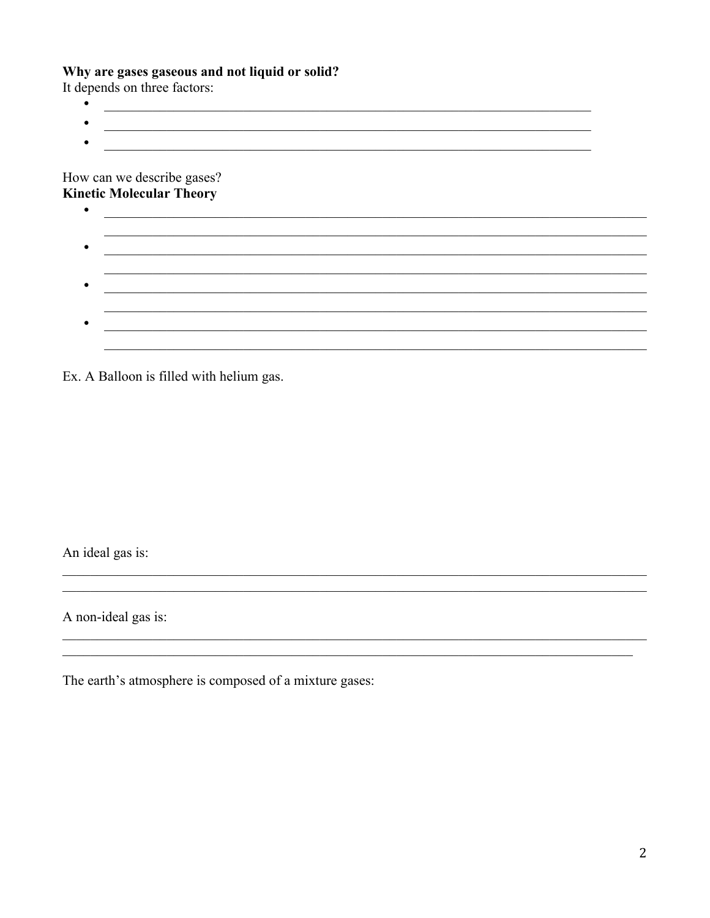**Why are gases gaseous and not liquid or solid?**
It depends on three factors:

- ____________________________________________
- ____________________________________________
- ____________________________________________

How can we describe gases?
**Kinetic Molecular Theory**

- ____________________________________________
  ____________________________________________
- ____________________________________________
  ____________________________________________
- ____________________________________________
  ____________________________________________
- ____________________________________________
  ____________________________________________

Ex. A Balloon is filled with helium gas.

An ideal gas is:
____________________________________________
____________________________________________

A non-ideal gas is:
____________________________________________
____________________________________________

The earth's atmosphere is composed of a mixture gases: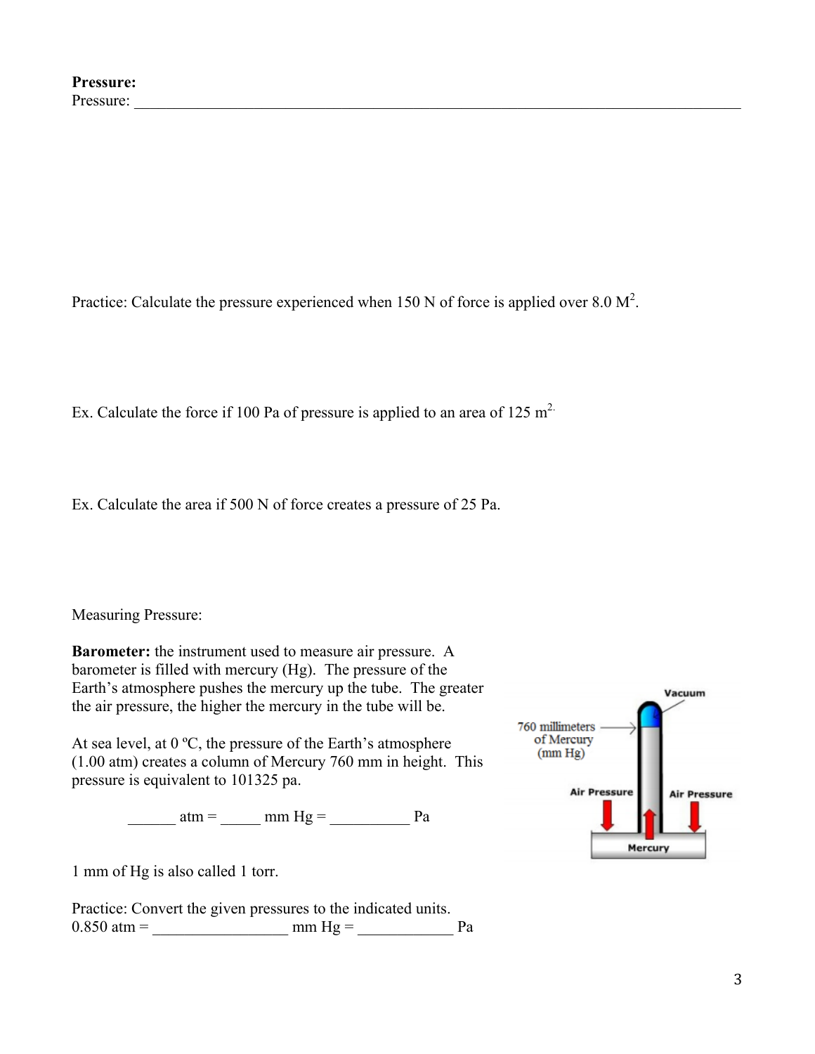**Pressure:**

Pressure: ___________________________________________________________________________

Practice: Calculate the pressure experienced when 150 N of force is applied over 8.0 $M^2$.

Ex. Calculate the force if 100 Pa of pressure is applied to an area of 125 $m^2$.

Ex. Calculate the area if 500 N of force creates a pressure of 25 Pa.

Measuring Pressure:

**Barometer:** the instrument used to measure air pressure. A barometer is filled with mercury (Hg). The pressure of the Earth's atmosphere pushes the mercury up the tube. The greater the air pressure, the higher the mercury in the tube will be.

At sea level, at 0 ºC, the pressure of the Earth's atmosphere (1.00 atm) creates a column of Mercury 760 mm in height. This pressure is equivalent to 101325 pa.

______ atm = _____ mm Hg = __________ Pa

1 mm of Hg is also called 1 torr.

Practice: Convert the given pressures to the indicated units.

0.850 atm = _________________ mm Hg = ____________ Pa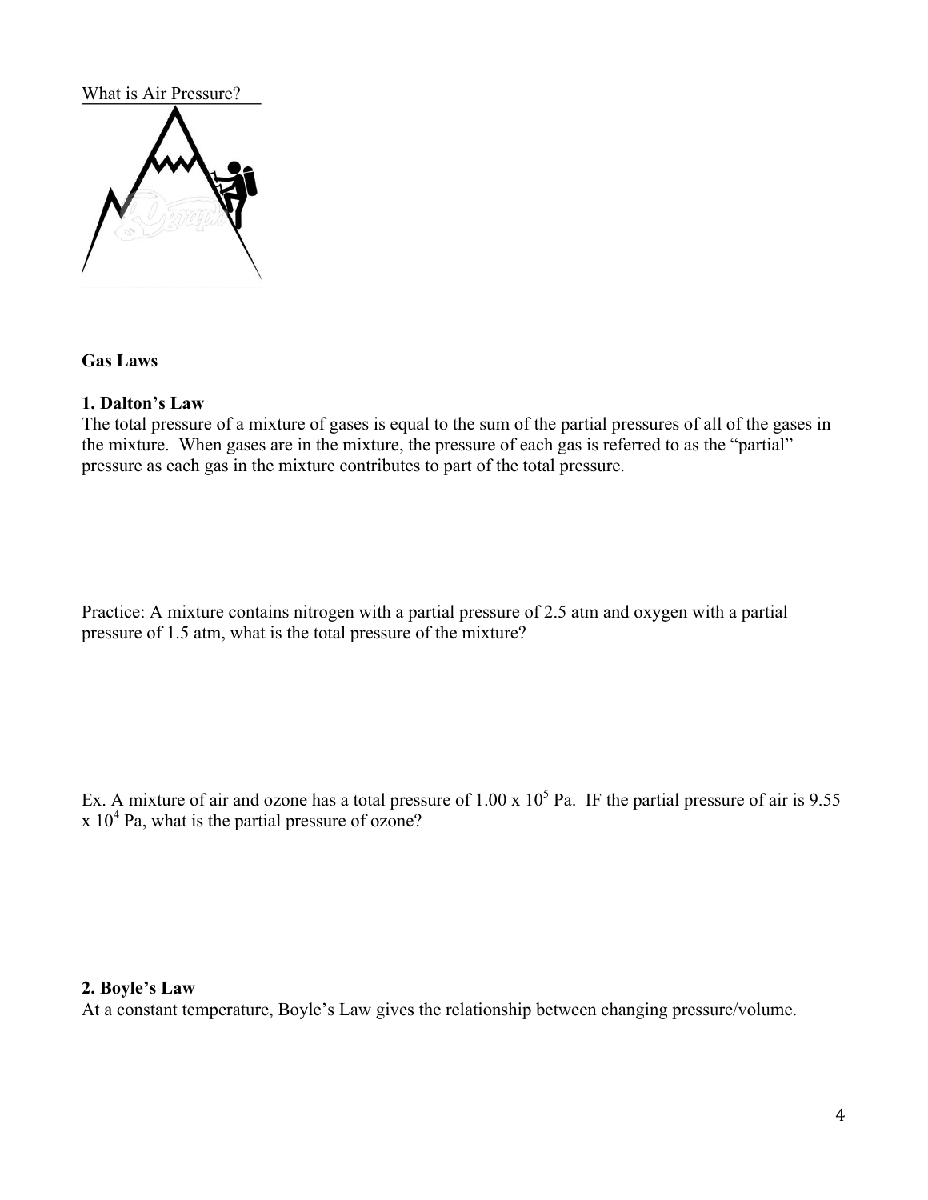What is Air Pressure?

**Gas Laws**

**1. Dalton's Law**

The total pressure of a mixture of gases is equal to the sum of the partial pressures of all of the gases in the mixture. When gases are in the mixture, the pressure of each gas is referred to as the "partial" pressure as each gas in the mixture contributes to part of the total pressure.

Practice: A mixture contains nitrogen with a partial pressure of 2.5 atm and oxygen with a partial pressure of 1.5 atm, what is the total pressure of the mixture?

Ex. A mixture of air and ozone has a total pressure of $1.00 \times 10^5$ Pa. IF the partial pressure of air is $9.55 \times 10^4$ Pa, what is the partial pressure of ozone?

**2. Boyle's Law**

At a constant temperature, Boyle's Law gives the relationship between changing pressure/volume.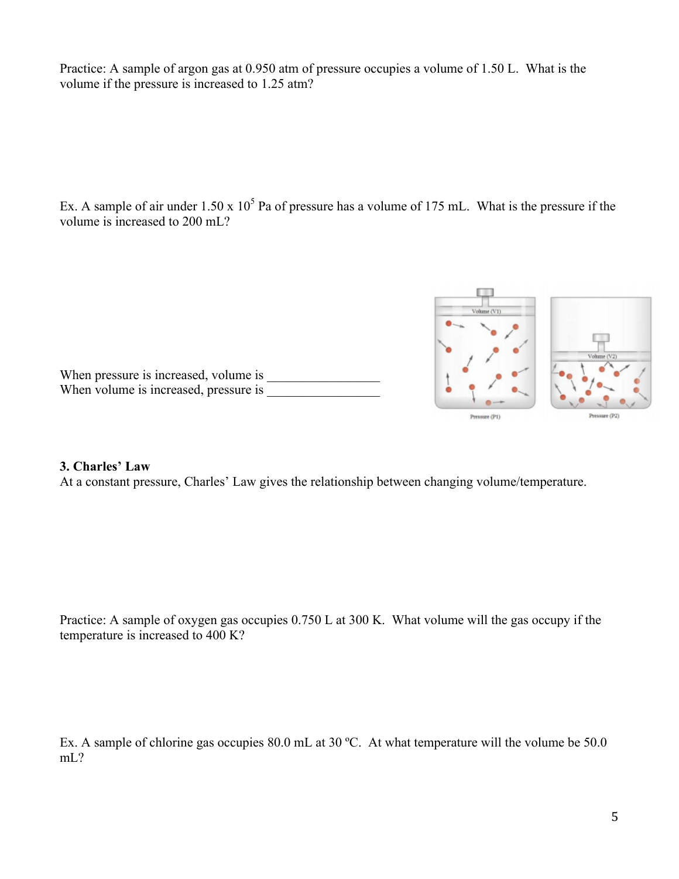Practice: A sample of argon gas at 0.950 atm of pressure occupies a volume of 1.50 L. What is the volume if the pressure is increased to 1.25 atm?

Ex. A sample of air under $1.50 \times 10^5$ Pa of pressure has a volume of 175 mL. What is the pressure if the volume is increased to 200 mL?

When pressure is increased, volume is \_\_\_\_\_\_\_\_\_\_\_\_\_\_\_\_\_

When volume is increased, pressure is \_\_\_\_\_\_\_\_\_\_\_\_\_\_\_\_\_

**3. Charles' Law**

At a constant pressure, Charles' Law gives the relationship between changing volume/temperature.

Practice: A sample of oxygen gas occupies 0.750 L at 300 K. What volume will the gas occupy if the temperature is increased to 400 K?

Ex. A sample of chlorine gas occupies 80.0 mL at 30 ºC. At what temperature will the volume be 50.0 mL?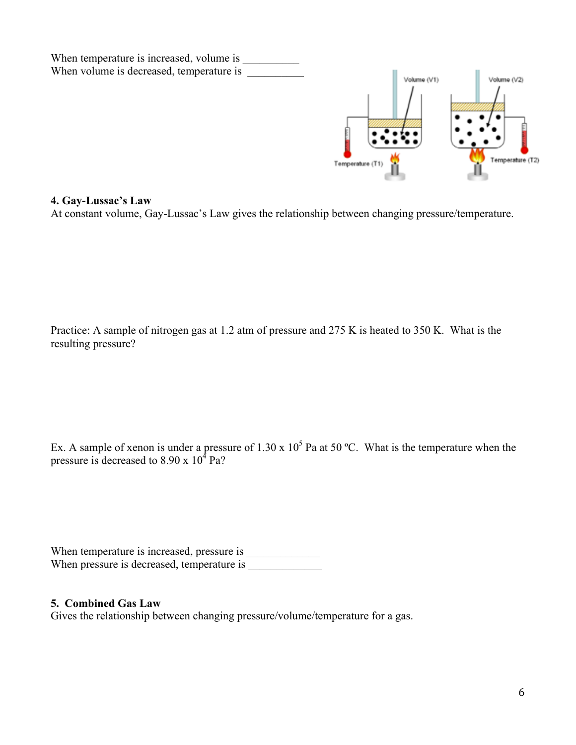When temperature is increased, volume is __________
When volume is decreased, temperature is __________

**4. Gay-Lussac's Law**
At constant volume, Gay-Lussac's Law gives the relationship between changing pressure/temperature.

Practice: A sample of nitrogen gas at 1.2 atm of pressure and 275 K is heated to 350 K. What is the resulting pressure?

Ex. A sample of xenon is under a pressure of $1.30 \times 10^5$ Pa at 50 ºC. What is the temperature when the pressure is decreased to $8.90 \times 10^4$ Pa?

When temperature is increased, pressure is _____________
When pressure is decreased, temperature is _____________

**5. Combined Gas Law**
Gives the relationship between changing pressure/volume/temperature for a gas.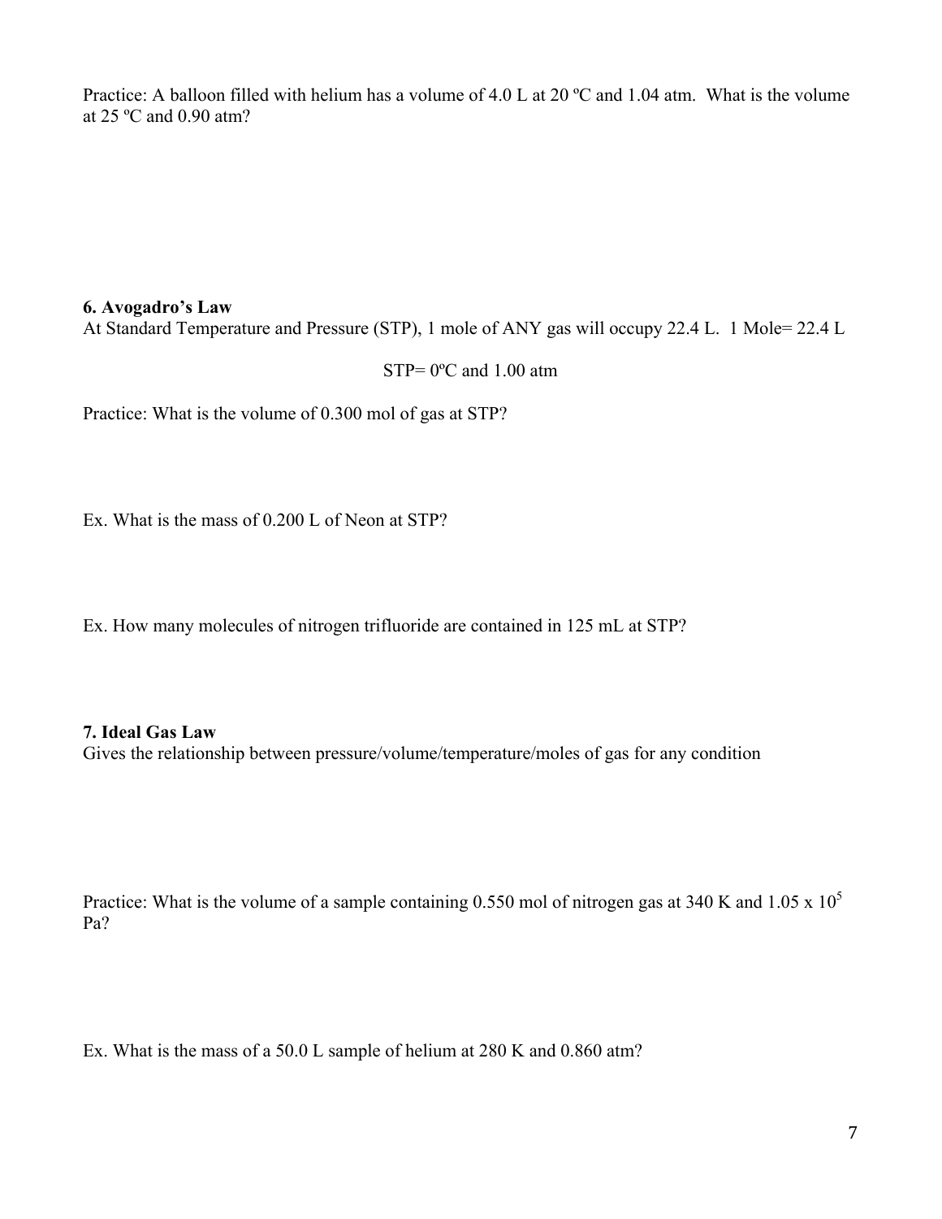Practice: A balloon filled with helium has a volume of 4.0 L at 20 ºC and 1.04 atm. What is the volume at 25 ºC and 0.90 atm?

**6. Avogadro's Law**

At Standard Temperature and Pressure (STP), 1 mole of ANY gas will occupy 22.4 L. 1 Mole= 22.4 L

STP= 0ºC and 1.00 atm

Practice: What is the volume of 0.300 mol of gas at STP?

Ex. What is the mass of 0.200 L of Neon at STP?

Ex. How many molecules of nitrogen trifluoride are contained in 125 mL at STP?

**7. Ideal Gas Law**

Gives the relationship between pressure/volume/temperature/moles of gas for any condition

Practice: What is the volume of a sample containing 0.550 mol of nitrogen gas at 340 K and $1.05 \times 10^5$ Pa?

Ex. What is the mass of a 50.0 L sample of helium at 280 K and 0.860 atm?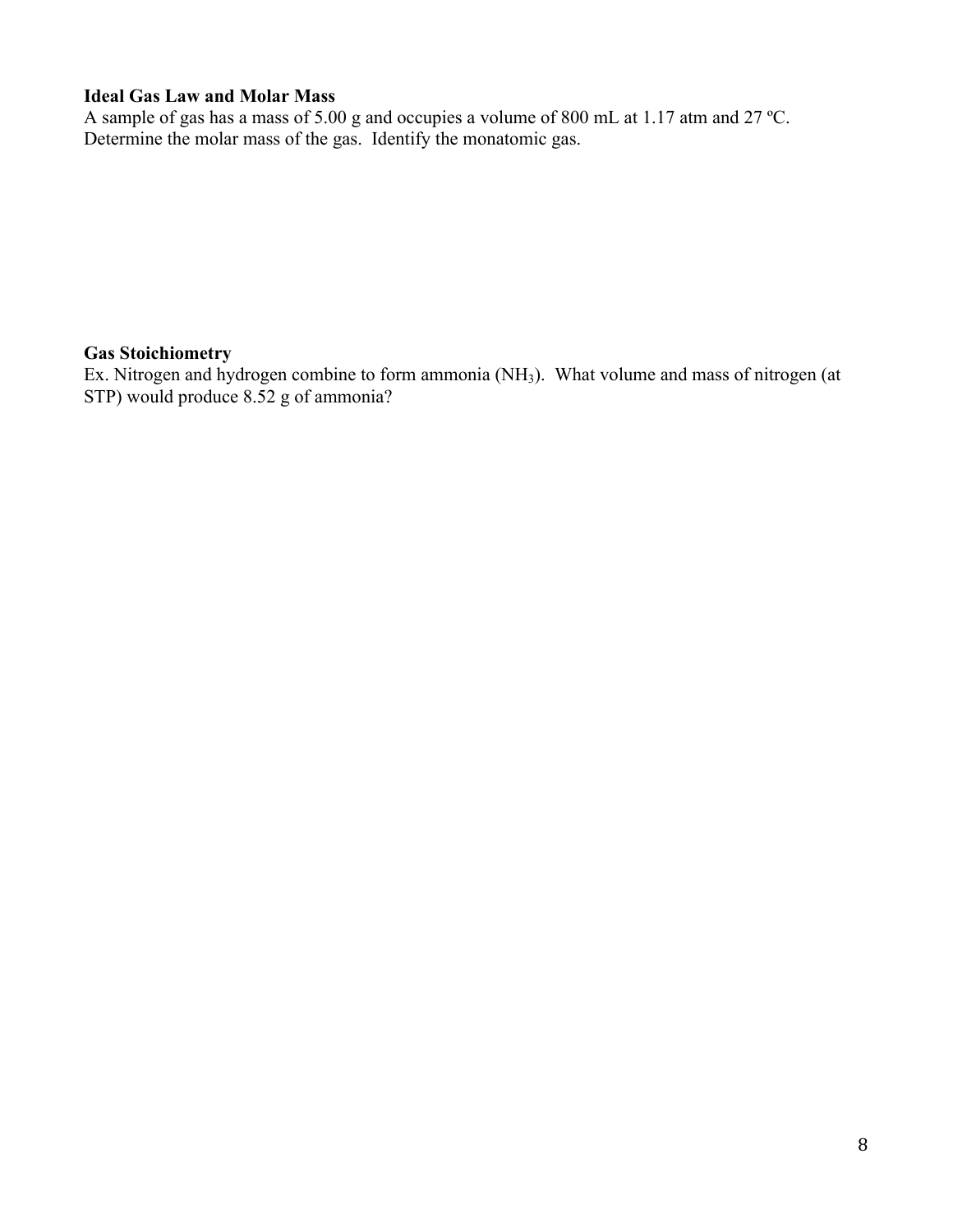**Ideal Gas Law and Molar Mass**

A sample of gas has a mass of 5.00 g and occupies a volume of 800 mL at 1.17 atm and 27 ºC. Determine the molar mass of the gas. Identify the monatomic gas.

**Gas Stoichiometry**

Ex. Nitrogen and hydrogen combine to form ammonia ($NH_3$). What volume and mass of nitrogen (at STP) would produce 8.52 g of ammonia?